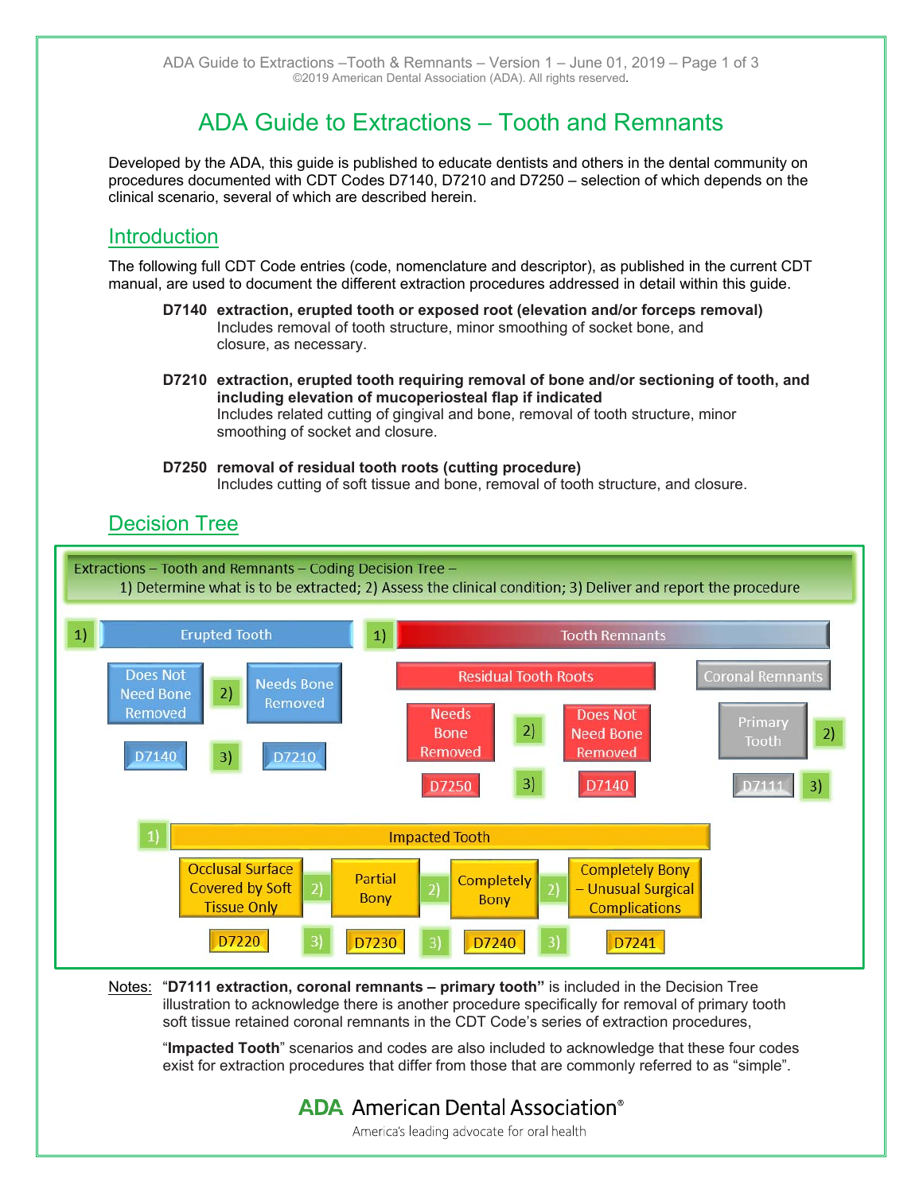# ADA Guide to Extractions – Tooth and Remnants

Developed by the ADA, this guide is published to educate dentists and others in the dental community on procedures documented with CDT Codes D7140, D7210 and D7250 – selection of which depends on the clinical scenario, several of which are described herein.

## Introduction

The following full CDT Code entries (code, nomenclature and descriptor), as published in the current CDT manual, are used to document the different extraction procedures addressed in detail within this guide.

**D7140 extraction, erupted tooth or exposed root (elevation and/or forceps removal)**
Includes removal of tooth structure, minor smoothing of socket bone, and closure, as necessary.

**D7210 extraction, erupted tooth requiring removal of bone and/or sectioning of tooth, and including elevation of mucoperiosteal flap if indicated**
Includes related cutting of gingival and bone, removal of tooth structure, minor smoothing of socket and closure.

**D7250 removal of residual tooth roots (cutting procedure)**
Includes cutting of soft tissue and bone, removal of tooth structure, and closure.

## Decision Tree

Extractions – Tooth and Remnants – Coding Decision Tree –
1) Determine what is to be extracted; 2) Assess the clinical condition; 3) Deliver and report the procedure

**1) Erupted Tooth**
- 2) Does Not Need Bone Removed → 3) D7140
- 2) Needs Bone Removed → 3) D7210

**1) Tooth Remnants**
- Residual Tooth Roots
  - 2) Needs Bone Removed → 3) D7250
  - 2) Does Not Need Bone Removed → 3) D7140
- Coronal Remnants
  - 2) Primary Tooth → 3) D7111

**1) Impacted Tooth**
- 2) Occlusal Surface Covered by Soft Tissue Only → 3) D7220
- 2) Partial Bony → 3) D7230
- 2) Completely Bony → 3) D7240
- 2) Completely Bony – Unusual Surgical Complications → 3) D7241

Notes: "**D7111 extraction, coronal remnants – primary tooth**" is included in the Decision Tree illustration to acknowledge there is another procedure specifically for removal of primary tooth soft tissue retained coronal remnants in the CDT Code's series of extraction procedures,

"**Impacted Tooth**" scenarios and codes are also included to acknowledge that these four codes exist for extraction procedures that differ from those that are commonly referred to as "simple".

ADA American Dental Association®
America's leading advocate for oral health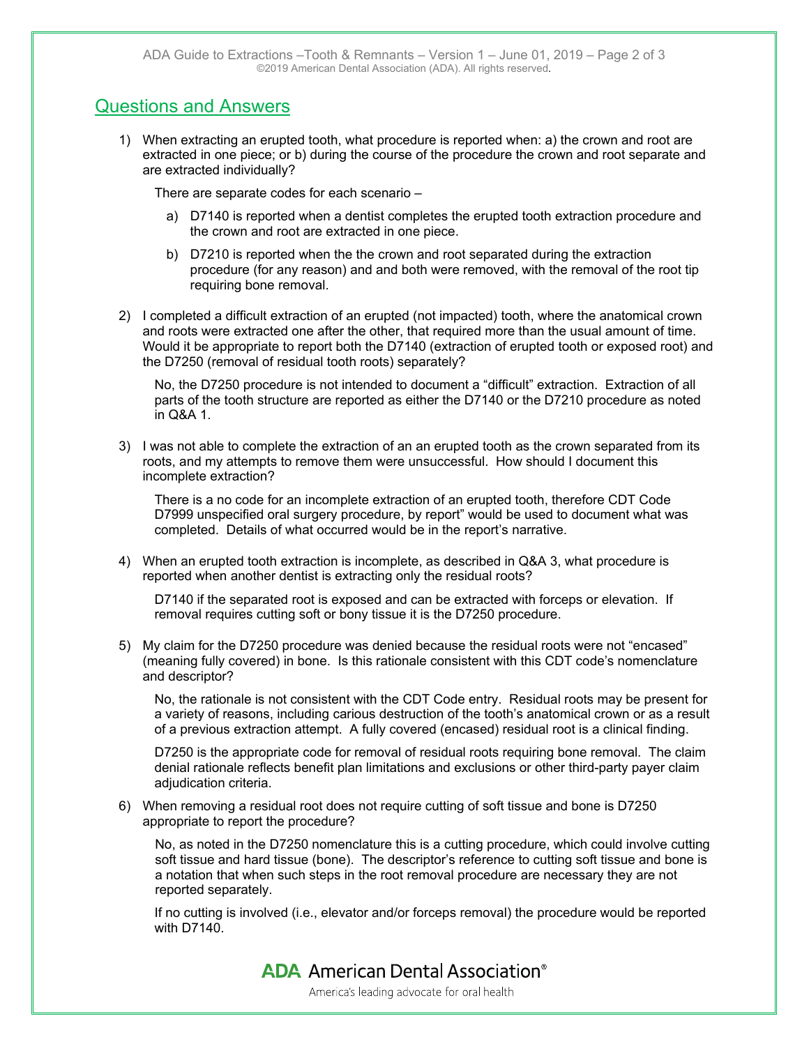## Questions and Answers

1) When extracting an erupted tooth, what procedure is reported when: a) the crown and root are extracted in one piece; or b) during the course of the procedure the crown and root separate and are extracted individually?

   There are separate codes for each scenario –

   a) D7140 is reported when a dentist completes the erupted tooth extraction procedure and the crown and root are extracted in one piece.

   b) D7210 is reported when the the crown and root separated during the extraction procedure (for any reason) and and both were removed, with the removal of the root tip requiring bone removal.

2) I completed a difficult extraction of an erupted (not impacted) tooth, where the anatomical crown and roots were extracted one after the other, that required more than the usual amount of time. Would it be appropriate to report both the D7140 (extraction of erupted tooth or exposed root) and the D7250 (removal of residual tooth roots) separately?

   No, the D7250 procedure is not intended to document a "difficult" extraction. Extraction of all parts of the tooth structure are reported as either the D7140 or the D7210 procedure as noted in Q&A 1.

3) I was not able to complete the extraction of an an erupted tooth as the crown separated from its roots, and my attempts to remove them were unsuccessful. How should I document this incomplete extraction?

   There is a no code for an incomplete extraction of an erupted tooth, therefore CDT Code D7999 unspecified oral surgery procedure, by report" would be used to document what was completed. Details of what occurred would be in the report's narrative.

4) When an erupted tooth extraction is incomplete, as described in Q&A 3, what procedure is reported when another dentist is extracting only the residual roots?

   D7140 if the separated root is exposed and can be extracted with forceps or elevation. If removal requires cutting soft or bony tissue it is the D7250 procedure.

5) My claim for the D7250 procedure was denied because the residual roots were not "encased" (meaning fully covered) in bone. Is this rationale consistent with this CDT code's nomenclature and descriptor?

   No, the rationale is not consistent with the CDT Code entry. Residual roots may be present for a variety of reasons, including carious destruction of the tooth's anatomical crown or as a result of a previous extraction attempt. A fully covered (encased) residual root is a clinical finding.

   D7250 is the appropriate code for removal of residual roots requiring bone removal. The claim denial rationale reflects benefit plan limitations and exclusions or other third-party payer claim adjudication criteria.

6) When removing a residual root does not require cutting of soft tissue and bone is D7250 appropriate to report the procedure?

   No, as noted in the D7250 nomenclature this is a cutting procedure, which could involve cutting soft tissue and hard tissue (bone). The descriptor's reference to cutting soft tissue and bone is a notation that when such steps in the root removal procedure are necessary they are not reported separately.

   If no cutting is involved (i.e., elevator and/or forceps removal) the procedure would be reported with D7140.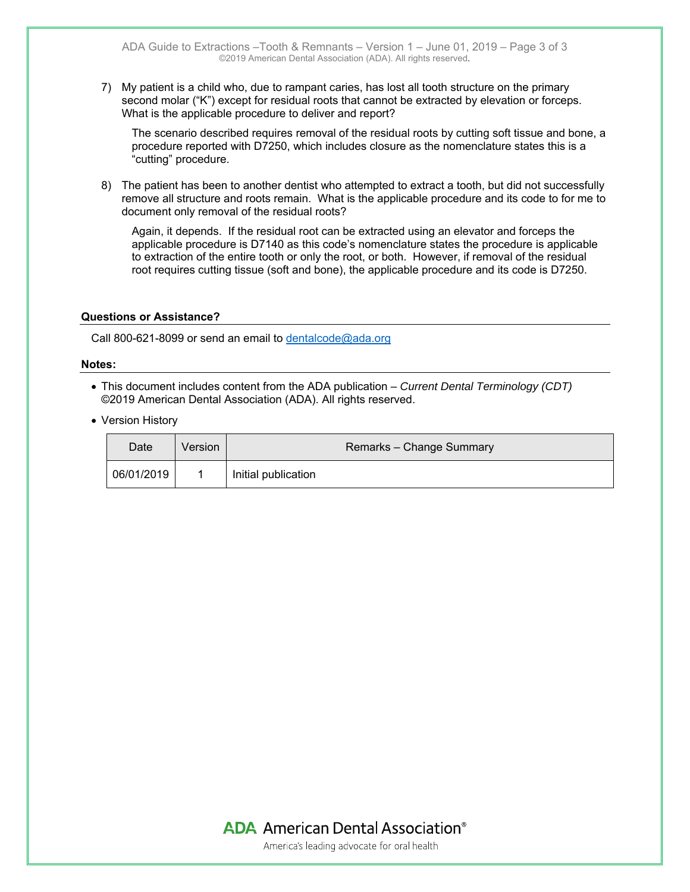7) My patient is a child who, due to rampant caries, has lost all tooth structure on the primary second molar ("K") except for residual roots that cannot be extracted by elevation or forceps. What is the applicable procedure to deliver and report?

   The scenario described requires removal of the residual roots by cutting soft tissue and bone, a procedure reported with D7250, which includes closure as the nomenclature states this is a "cutting" procedure.

8) The patient has been to another dentist who attempted to extract a tooth, but did not successfully remove all structure and roots remain. What is the applicable procedure and its code to for me to document only removal of the residual roots?

   Again, it depends. If the residual root can be extracted using an elevator and forceps the applicable procedure is D7140 as this code's nomenclature states the procedure is applicable to extraction of the entire tooth or only the root, or both. However, if removal of the residual root requires cutting tissue (soft and bone), the applicable procedure and its code is D7250.

**Questions or Assistance?**

Call 800-621-8099 or send an email to dentalcode@ada.org

**Notes:**

- This document includes content from the ADA publication – *Current Dental Terminology (CDT)* ©2019 American Dental Association (ADA). All rights reserved.
- Version History

| Date | Version | Remarks – Change Summary |
|---|---|---|
| 06/01/2019 | 1 | Initial publication |

ADA American Dental Association®

America's leading advocate for oral health